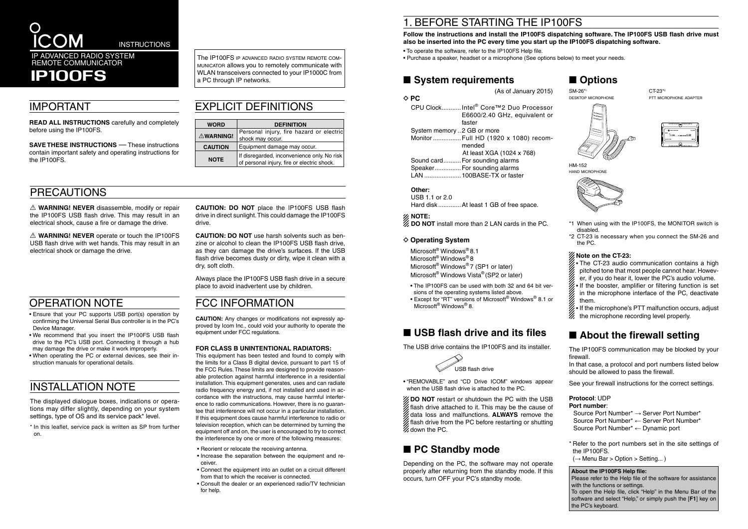# ICOM

INSTRUCTIONS

IP ADVANCED RADIO SYSTEM REMOTE COMMUNICATOR

# IP100FS

The IP100FS IP ADVANCED RADIO SYSTEM REMOTE COMMUNICATOR allows you to remotely communicate with WLAN transceivers connected to your IP1000C from a PC through IP networks.

## IMPORTANT

**READ ALL INSTRUCTIONS** carefully and completely before using the IP100FS.

**SAVE THESE INSTRUCTIONS** — These instructions contain important safety and operating instructions for the IP100FS.

## EXPLICIT DEFINITIONS

| WORD | DEFINITION |
|---|---|
| ⚠WARNING! | Personal injury, fire hazard or electric shock may occur. |
| CAUTION | Equipment damage may occur. |
| NOTE | If disregarded, inconvenience only. No risk of personal injury, fire or electric shock. |

## PRECAUTIONS

⚠ **WARNING! NEVER** disassemble, modify or repair the IP100FS USB flash drive. This may result in an electrical shock, cause a fire or damage the drive.

⚠ **WARNING! NEVER** operate or touch the IP100FS USB flash drive with wet hands. This may result in an electrical shock or damage the drive.

**CAUTION: DO NOT** place the IP100FS USB flash drive in direct sunlight. This could damage the IP100FS drive.

**CAUTION: DO NOT** use harsh solvents such as benzine or alcohol to clean the IP100FS USB flash drive, as they can damage the drive's surfaces. If the USB flash drive becomes dusty or dirty, wipe it clean with a dry, soft cloth.

Always place the IP100FS USB flash drive in a secure place to avoid inadvertent use by children.

## OPERATION NOTE

- Ensure that your PC supports USB port(s) operation by confirming the Universal Serial Bus controller is in the PC's Device Manager.
- We recommend that you insert the IP100FS USB flash drive to the PC's USB port. Connecting it through a hub may damage the drive or make it work improperly.
- When operating the PC or external devices, see their instruction manuals for operational details.

## INSTALLATION NOTE

The displayed dialogue boxes, indications or operations may differ slightly, depending on your system settings, type of OS and its service pack* level.

\* In this leaflet, service pack is written as SP from further on.

## FCC INFORMATION

**CAUTION:** Any changes or modifications not expressly approved by Icom Inc., could void your authority to operate the equipment under FCC regulations.

**FOR CLASS B UNINTENTIONAL RADIATORS:**

This equipment has been tested and found to comply with the limits for a Class B digital device, pursuant to part 15 of the FCC Rules. These limits are designed to provide reasonable protection against harmful interference in a residential installation. This equipment generates, uses and can radiate radio frequency energy and, if not installed and used in accordance with the instructions, may cause harmful interference to radio communications. However, there is no guarantee that interference will not occur in a particular installation. If this equipment does cause harmful interference to radio or television reception, which can be determined by turning the equipment off and on, the user is encouraged to try to correct the interference by one or more of the following measures:

- Reorient or relocate the receiving antenna.
- Increase the separation between the equipment and receiver.
- Connect the equipment into an outlet on a circuit different from that to which the receiver is connected.
- Consult the dealer or an experienced radio/TV technician for help.

## 1. BEFORE STARTING THE IP100FS

**Follow the instructions and install the IP100FS dispatching software. The IP100FS USB flash drive must also be inserted into the PC every time you start up the IP100FS dispatching software.**

- To operate the software, refer to the IP100FS Help file.
- Purchase a speaker, headset or a microphone (See options below) to meet your needs.

### ■ System requirements

(As of January 2015)

**◇ PC**

CPU Clock........... Intel® Core™2 Duo Processor E6600/2.40 GHz, equivalent or faster
System memory .. 2 GB or more
Monitor ............... Full HD (1920 x 1080) recommended
At least XGA (1024 x 768)
Sound card.......... For sounding alarms
Speaker.............. For sounding alarms
LAN .................... 100BASE-TX or faster

**Other:**
USB 1.1 or 2.0
Hard disk ............ At least 1 GB of free space.

**NOTE:**
**DO NOT** install more than 2 LAN cards in the PC.

**◇ Operating System**

Microsoft® Windows® 8.1
Microsoft® Windows® 8
Microsoft® Windows® 7 (SP1 or later)
Microsoft® Windows Vista® (SP2 or later)

- The IP100FS can be used with both 32 and 64 bit versions of the operating systems listed above.
- Except for "RT" versions of Microsoft® Windows® 8.1 or Microsoft® Windows® 8.

### ■ USB flash drive and its files

The USB drive contains the IP100FS and its installer.

USB flash drive

- "REMOVABLE" and "CD Drive ICOM" windows appear when the USB flash drive is attached to the PC.

**DO NOT** restart or shutdown the PC with the USB flash drive attached to it. This may be the cause of data loss and malfunctions. **ALWAYS** remove the flash drive from the PC before restarting or shutting down the PC.

### ■ PC Standby mode

Depending on the PC, the software may not operate properly after returning from the standby mode. If this occurs, turn OFF your PC's standby mode.

### ■ Options

SM-26*1
DESKTOP MICROPHONE

CT-23*2
PTT MICROPHONE ADAPTER

HM-152
HAND MICROPHONE

*1 When using with the IP100FS, the MONITOR switch is disabled.
*2 CT-23 is necessary when you connect the SM-26 and the PC.

**Note on the CT-23:**
- The CT-23 audio communication contains a high pitched tone that most people cannot hear. However, if you do hear it, lower the PC's audio volume.
- If the booster, amplifier or filtering function is set in the microphone interface of the PC, deactivate them.
- If the microphone's PTT malfunction occurs, adjust the microphone recording level properly.

### ■ About the firewall setting

The IP100FS communication may be blocked by your firewall.
In that case, a protocol and port numbers listed below should be allowed to pass the firewall.

See your firewall instructions for the correct settings.

**Protocol**: UDP
**Port number**:
Source Port Number* → Server Port Number*
Source Port Number* ← Server Port Number*
Source Port Number* ← Dynamic port

\* Refer to the port numbers set in the site settings of the IP100FS.
(→ Menu Bar > Option > Setting... )

**About the IP100FS Help file:**
Please refer to the Help file of the software for assistance with the functions or settings.
To open the Help file, click "Help" in the Menu Bar of the software and select "Help," or simply push the [**F1**] key on the PC's keyboard.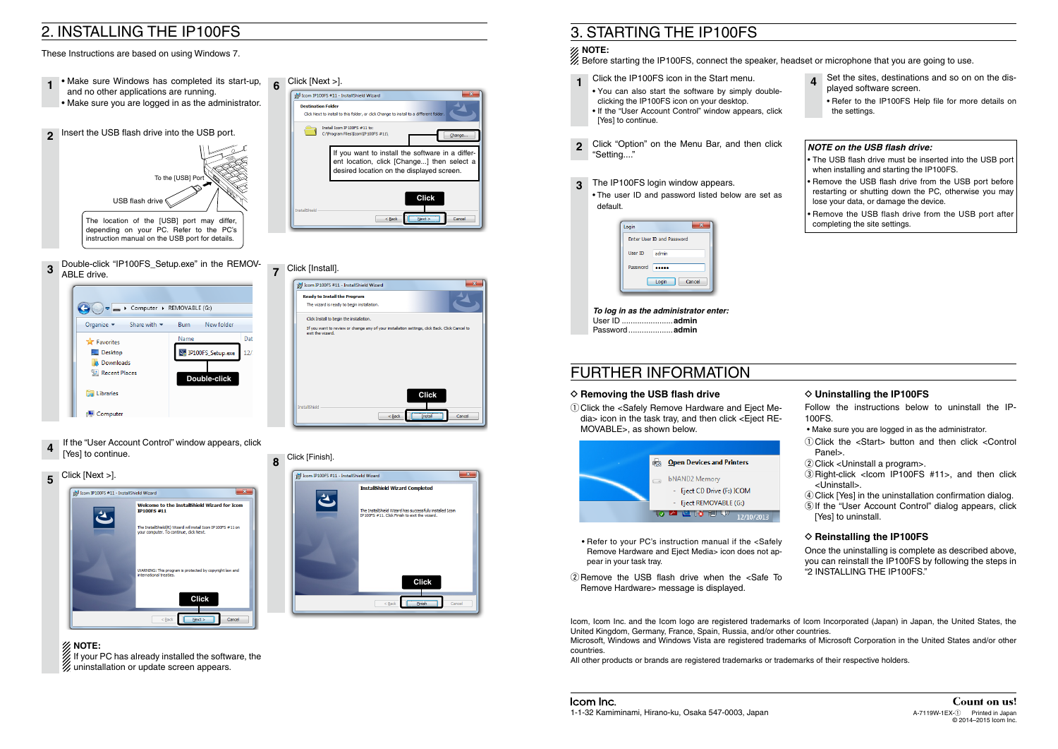# 2. INSTALLING THE IP100FS

These Instructions are based on using Windows 7.

**1**
- Make sure Windows has completed its start-up, and no other applications are running.
- Make sure you are logged in as the administrator.

**2** Insert the USB flash drive into the USB port.

To the [USB] Port

USB flash drive

The location of the [USB] port may differ, depending on your PC. Refer to the PC's instruction manual on the USB port for details.

**3** Double-click "IP100FS_Setup.exe" in the REMOVABLE drive.

Double-click

**4** If the "User Account Control" window appears, click [Yes] to continue.

**5** Click [Next >].

Click

**NOTE:**
If your PC has already installed the software, the uninstallation or update screen appears.

**6** Click [Next >].

If you want to install the software in a different location, click [Change...] then select a desired location on the displayed screen.

Click

**7** Click [Install].

Click

**8** Click [Finish].

Click

# 3. STARTING THE IP100FS

**NOTE:**
Before starting the IP100FS, connect the speaker, headset or microphone that you are going to use.

**1** Click the IP100FS icon in the Start menu.
- You can also start the software by simply double-clicking the IP100FS icon on your desktop.
- If the "User Account Control" window appears, click [Yes] to continue.

**2** Click "Option" on the Menu Bar, and then click "Setting...."

**3** The IP100FS login window appears.
- The user ID and password listed below are set as default.

***To log in as the administrator enter:***
User ID .......................**admin**
Password ....................**admin**

**4** Set the sites, destinations and so on on the displayed software screen.
- Refer to the IP100FS Help file for more details on the settings.

***NOTE on the USB flash drive:***
- The USB flash drive must be inserted into the USB port when installing and starting the IP100FS.
- Remove the USB flash drive from the USB port before restarting or shutting down the PC, otherwise you may lose your data, or damage the device.
- Remove the USB flash drive from the USB port after completing the site settings.

# FURTHER INFORMATION

## ◇ Removing the USB flash drive

① Click the <Safely Remove Hardware and Eject Media> icon in the task tray, and then click <Eject REMOVABLE>, as shown below.

- Refer to your PC's instruction manual if the <Safely Remove Hardware and Eject Media> icon does not appear in your task tray.

② Remove the USB flash drive when the <Safe To Remove Hardware> message is displayed.

## ◇ Uninstalling the IP100FS

Follow the instructions below to uninstall the IP100FS.
- Make sure you are logged in as the administrator.

① Click the <Start> button and then click <Control Panel>.
② Click <Uninstall a program>.
③ Right-click <Icom IP100FS #11>, and then click <Uninstall>.
④ Click [Yes] in the uninstallation confirmation dialog.
⑤ If the "User Account Control" dialog appears, click [Yes] to uninstall.

## ◇ Reinstalling the IP100FS

Once the uninstalling is complete as described above, you can reinstall the IP100FS by following the steps in "2 INSTALLING THE IP100FS."

Icom, Icom Inc. and the Icom logo are registered trademarks of Icom Incorporated (Japan) in Japan, the United States, the United Kingdom, Germany, France, Spain, Russia, and/or other countries.
Microsoft, Windows and Windows Vista are registered trademarks of Microsoft Corporation in the United States and/or other countries.
All other products or brands are registered trademarks or trademarks of their respective holders.

Icom Inc.
1-1-32 Kamiminami, Hirano-ku, Osaka 547-0003, Japan

Count on us!
A-7119W-1EX-① Printed in Japan
© 2014–2015 Icom Inc.